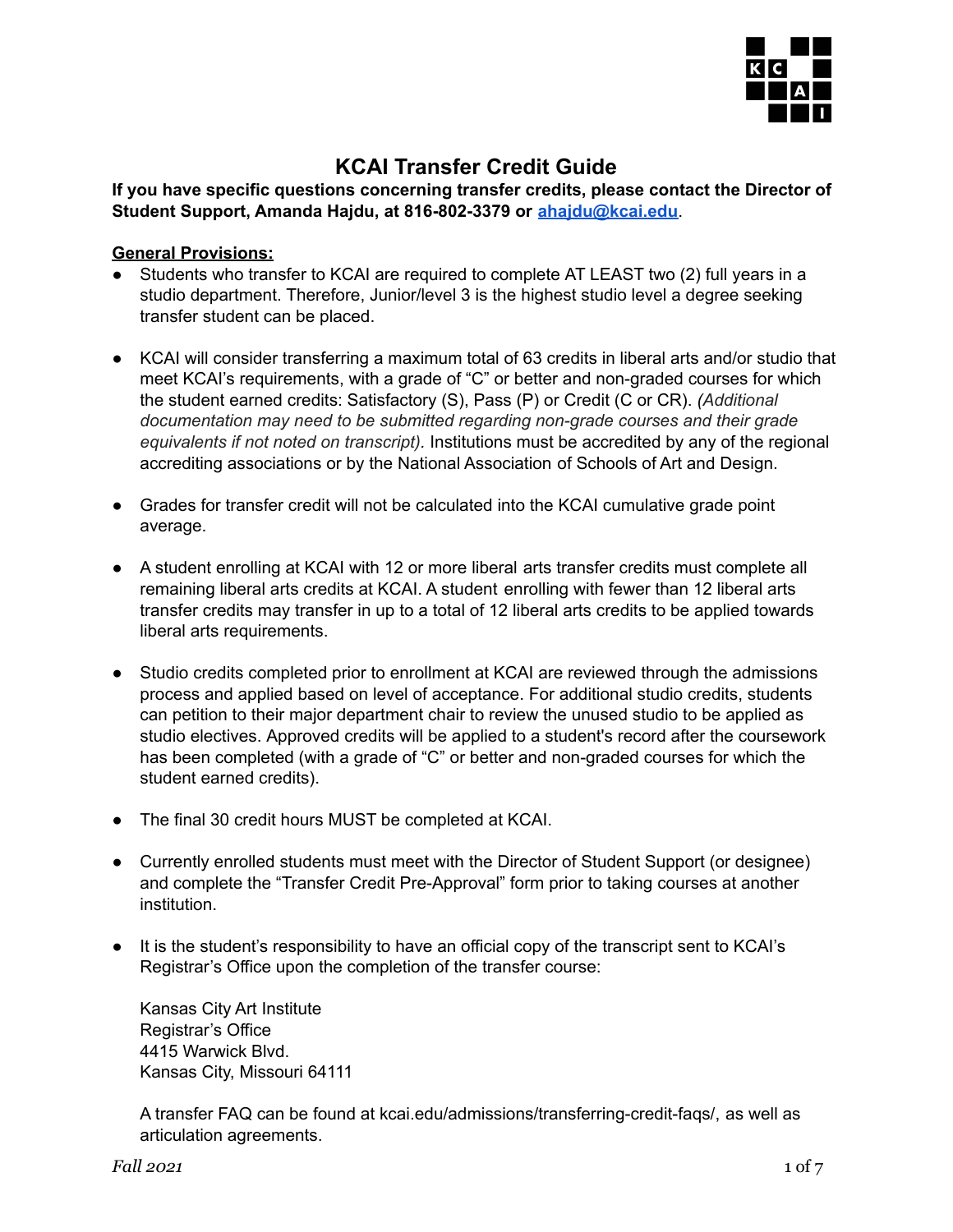# KCAI Transfer Credit Guide

**If you have specific questions concerning transfer credits, please contact the Director of Student Support, Amanda Hajdu, at 816-802-3379 or [ahajdu@kcai.edu](mailto:ahajdu@kcai.edu).**

## General Provisions:

- Students who transfer to KCAI are required to complete AT LEAST two (2) full years in a studio department. Therefore, Junior/level 3 is the highest studio level a degree seeking transfer student can be placed.

- KCAI will consider transferring a maximum total of 63 credits in liberal arts and/or studio that meet KCAI's requirements, with a grade of "C" or better and non-graded courses for which the student earned credits: Satisfactory (S), Pass (P) or Credit (C or CR). *(Additional documentation may need to be submitted regarding non-grade courses and their grade equivalents if not noted on transcript)*. Institutions must be accredited by any of the regional accrediting associations or by the National Association of Schools of Art and Design.

- Grades for transfer credit will not be calculated into the KCAI cumulative grade point average.

- A student enrolling at KCAI with 12 or more liberal arts transfer credits must complete all remaining liberal arts credits at KCAI. A student enrolling with fewer than 12 liberal arts transfer credits may transfer in up to a total of 12 liberal arts credits to be applied towards liberal arts requirements.

- Studio credits completed prior to enrollment at KCAI are reviewed through the admissions process and applied based on level of acceptance. For additional studio credits, students can petition to their major department chair to review the unused studio to be applied as studio electives. Approved credits will be applied to a student's record after the coursework has been completed (with a grade of "C" or better and non-graded courses for which the student earned credits).

- The final 30 credit hours MUST be completed at KCAI.

- Currently enrolled students must meet with the Director of Student Support (or designee) and complete the "Transfer Credit Pre-Approval" form prior to taking courses at another institution.

- It is the student's responsibility to have an official copy of the transcript sent to KCAI's Registrar's Office upon the completion of the transfer course:

  Kansas City Art Institute
  Registrar's Office
  4415 Warwick Blvd.
  Kansas City, Missouri 64111

  A transfer FAQ can be found at kcai.edu/admissions/transferring-credit-faqs/, as well as articulation agreements.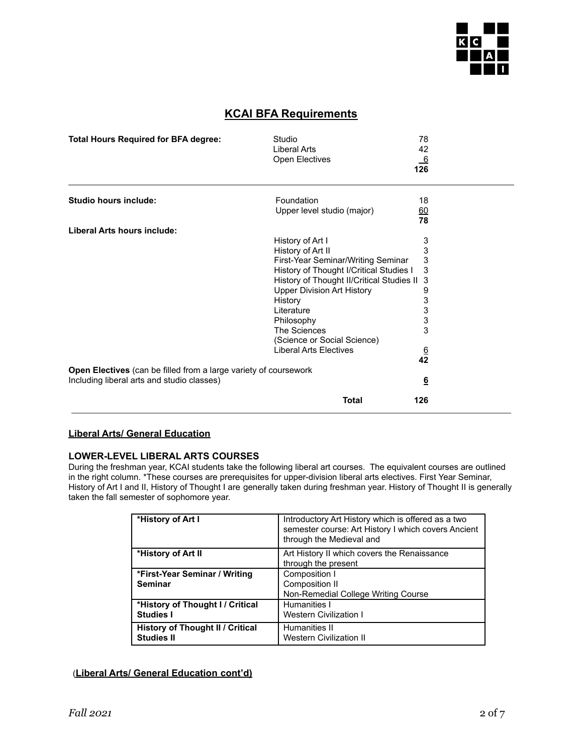## KCAI BFA Requirements

| | | |
|---|---|---|
| **Total Hours Required for BFA degree:** | Studio | 78 |
| | Liberal Arts | 42 |
| | Open Electives | 6 |
| | | **126** |
| **Studio hours include:** | Foundation | 18 |
| | Upper level studio (major) | 60 |
| | | **78** |
| **Liberal Arts hours include:** | | |
| | History of Art I | 3 |
| | History of Art II | 3 |
| | First-Year Seminar/Writing Seminar | 3 |
| | History of Thought I/Critical Studies I | 3 |
| | History of Thought II/Critical Studies II | 3 |
| | Upper Division Art History | 9 |
| | History | 3 |
| | Literature | 3 |
| | Philosophy | 3 |
| | The Sciences (Science or Social Science) | 3 |
| | Liberal Arts Electives | 6 |
| | | **42** |
| **Open Electives** (can be filled from a large variety of coursework Including liberal arts and studio classes) | | **6** |
| | **Total** | **126** |

### Liberal Arts/ General Education

#### LOWER-LEVEL LIBERAL ARTS COURSES

During the freshman year, KCAI students take the following liberal art courses. The equivalent courses are outlined in the right column. *These courses are prerequisites for upper-division liberal arts electives. First Year Seminar, History of Art I and II, History of Thought I are generally taken during freshman year. History of Thought II is generally taken the fall semester of sophomore year.

| Course | Equivalent |
|---|---|
| ***History of Art I** | Introductory Art History which is offered as a two semester course: Art History I which covers Ancient through the Medieval and |
| ***History of Art II** | Art History II which covers the Renaissance through the present |
| ***First-Year Seminar / Writing Seminar** | Composition I<br>Composition II<br>Non-Remedial College Writing Course |
| ***History of Thought I / Critical Studies I** | Humanities I<br>Western Civilization I |
| **History of Thought II / Critical Studies II** | Humanities II<br>Western Civilization II |

(**Liberal Arts/ General Education cont'd)**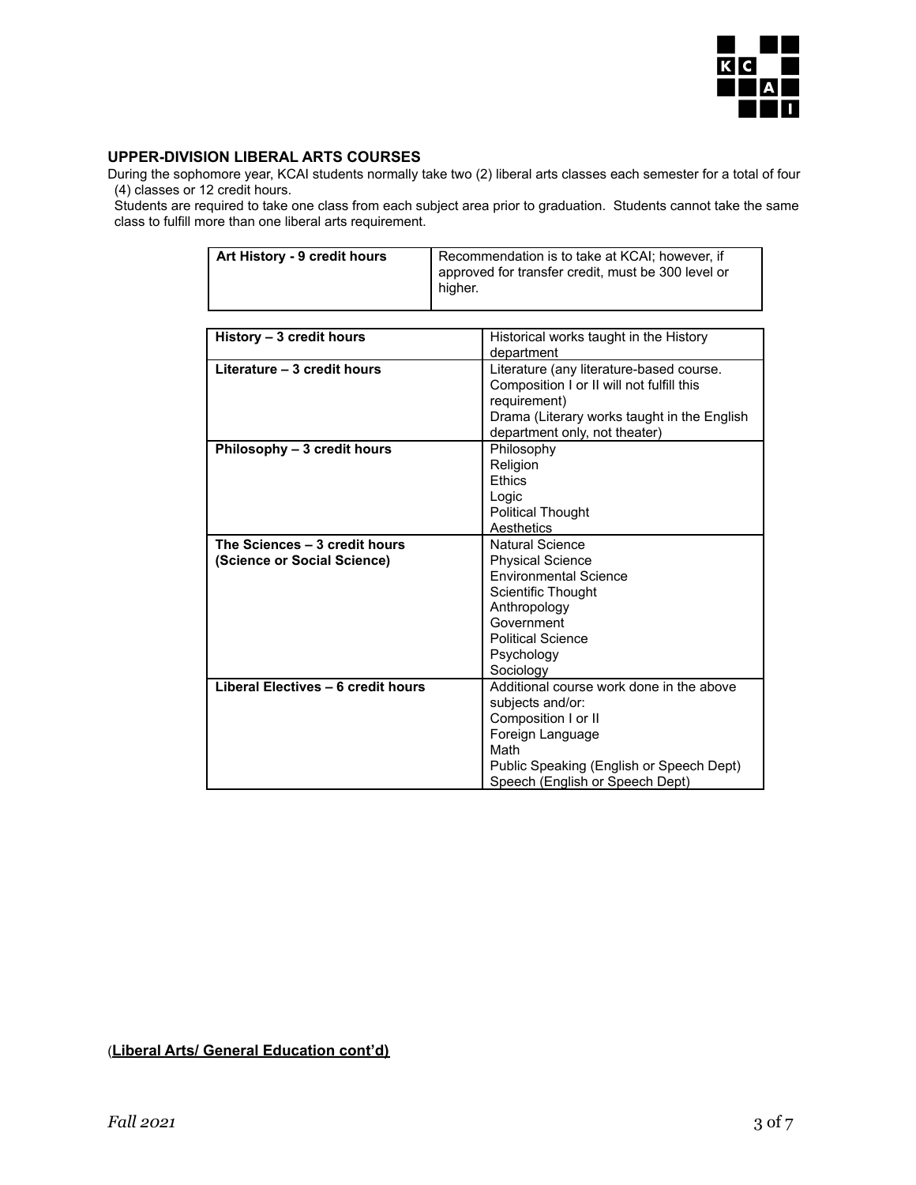## UPPER-DIVISION LIBERAL ARTS COURSES

During the sophomore year, KCAI students normally take two (2) liberal arts classes each semester for a total of four (4) classes or 12 credit hours.

Students are required to take one class from each subject area prior to graduation. Students cannot take the same class to fulfill more than one liberal arts requirement.

| **Art History - 9 credit hours** | Recommendation is to take at KCAI; however, if approved for transfer credit, must be 300 level or higher. |
|---|---|

| **History – 3 credit hours** | Historical works taught in the History department |
|---|---|
| **Literature – 3 credit hours** | Literature (any literature-based course. Composition I or II will not fulfill this requirement)<br>Drama (Literary works taught in the English department only, not theater) |
| **Philosophy – 3 credit hours** | Philosophy<br>Religion<br>Ethics<br>Logic<br>Political Thought<br>Aesthetics |
| **The Sciences – 3 credit hours (Science or Social Science)** | Natural Science<br>Physical Science<br>Environmental Science<br>Scientific Thought<br>Anthropology<br>Government<br>Political Science<br>Psychology<br>Sociology |
| **Liberal Electives – 6 credit hours** | Additional course work done in the above subjects and/or:<br>Composition I or II<br>Foreign Language<br>Math<br>Public Speaking (English or Speech Dept)<br>Speech (English or Speech Dept) |

(**Liberal Arts/ General Education cont'd)**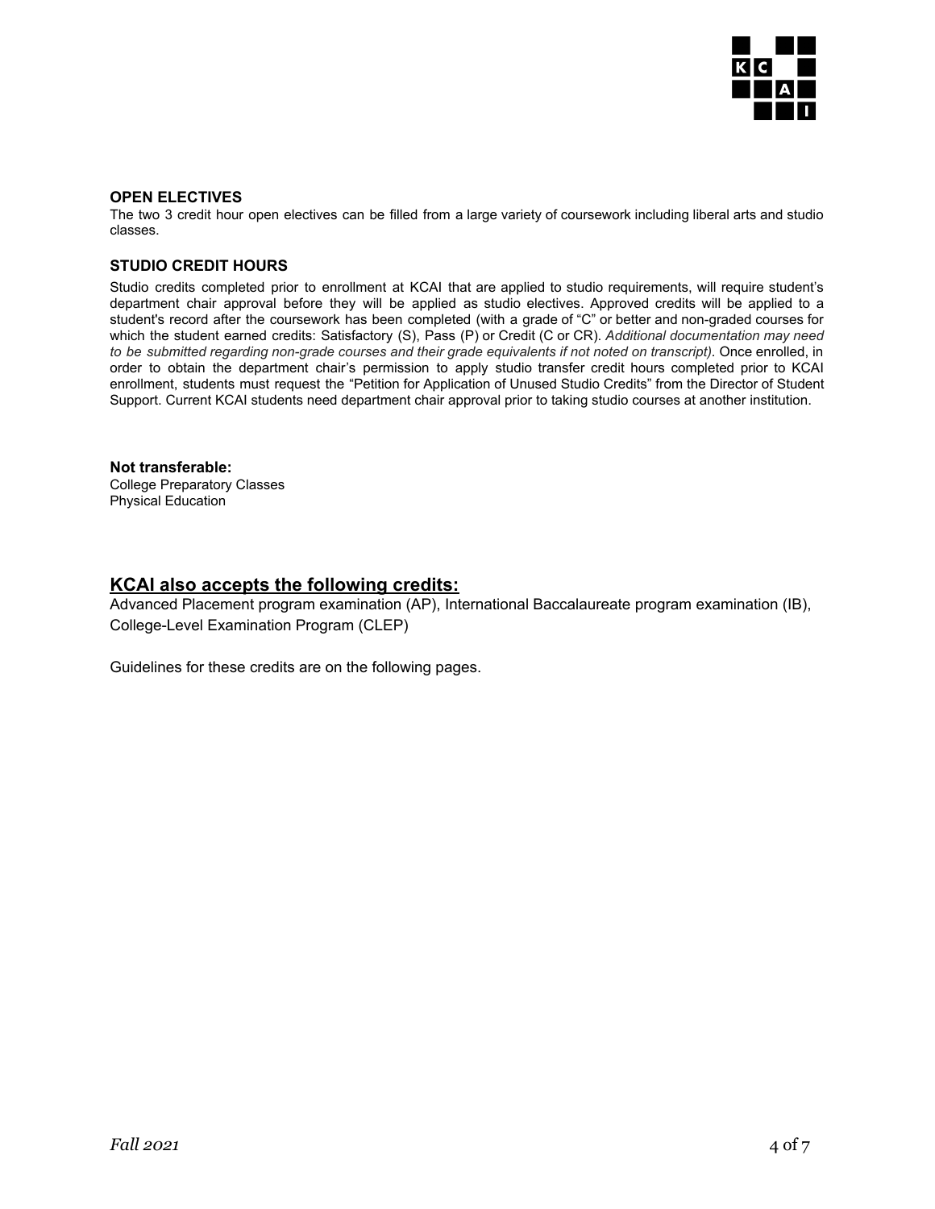**OPEN ELECTIVES**

The two 3 credit hour open electives can be filled from a large variety of coursework including liberal arts and studio classes.

**STUDIO CREDIT HOURS**

Studio credits completed prior to enrollment at KCAI that are applied to studio requirements, will require student's department chair approval before they will be applied as studio electives. Approved credits will be applied to a student's record after the coursework has been completed (with a grade of "C" or better and non-graded courses for which the student earned credits: Satisfactory (S), Pass (P) or Credit (C or CR). *Additional documentation may need to be submitted regarding non-grade courses and their grade equivalents if not noted on transcript).* Once enrolled, in order to obtain the department chair's permission to apply studio transfer credit hours completed prior to KCAI enrollment, students must request the "Petition for Application of Unused Studio Credits" from the Director of Student Support. Current KCAI students need department chair approval prior to taking studio courses at another institution.

**Not transferable:**
College Preparatory Classes
Physical Education

## KCAI also accepts the following credits:

Advanced Placement program examination (AP), International Baccalaureate program examination (IB), College-Level Examination Program (CLEP)

Guidelines for these credits are on the following pages.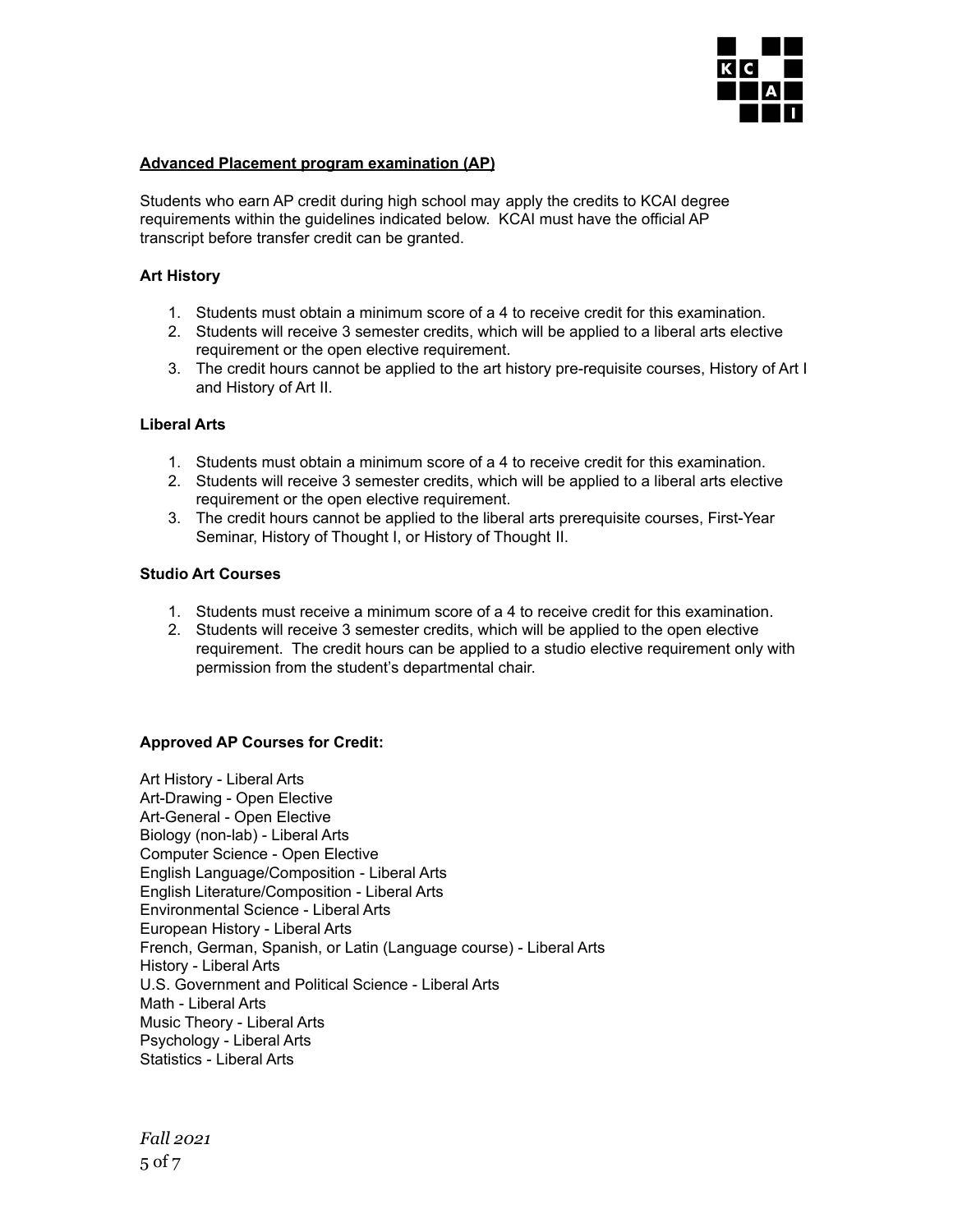## Advanced Placement program examination (AP)

Students who earn AP credit during high school may apply the credits to KCAI degree requirements within the guidelines indicated below. KCAI must have the official AP transcript before transfer credit can be granted.

### Art History

1. Students must obtain a minimum score of a 4 to receive credit for this examination.
2. Students will receive 3 semester credits, which will be applied to a liberal arts elective requirement or the open elective requirement.
3. The credit hours cannot be applied to the art history pre-requisite courses, History of Art I and History of Art II.

### Liberal Arts

1. Students must obtain a minimum score of a 4 to receive credit for this examination.
2. Students will receive 3 semester credits, which will be applied to a liberal arts elective requirement or the open elective requirement.
3. The credit hours cannot be applied to the liberal arts prerequisite courses, First-Year Seminar, History of Thought I, or History of Thought II.

### Studio Art Courses

1. Students must receive a minimum score of a 4 to receive credit for this examination.
2. Students will receive 3 semester credits, which will be applied to the open elective requirement. The credit hours can be applied to a studio elective requirement only with permission from the student's departmental chair.

### Approved AP Courses for Credit:

Art History - Liberal Arts
Art-Drawing - Open Elective
Art-General - Open Elective
Biology (non-lab) - Liberal Arts
Computer Science - Open Elective
English Language/Composition - Liberal Arts
English Literature/Composition - Liberal Arts
Environmental Science - Liberal Arts
European History - Liberal Arts
French, German, Spanish, or Latin (Language course) - Liberal Arts
History - Liberal Arts
U.S. Government and Political Science - Liberal Arts
Math - Liberal Arts
Music Theory - Liberal Arts
Psychology - Liberal Arts
Statistics - Liberal Arts

*Fall 2021*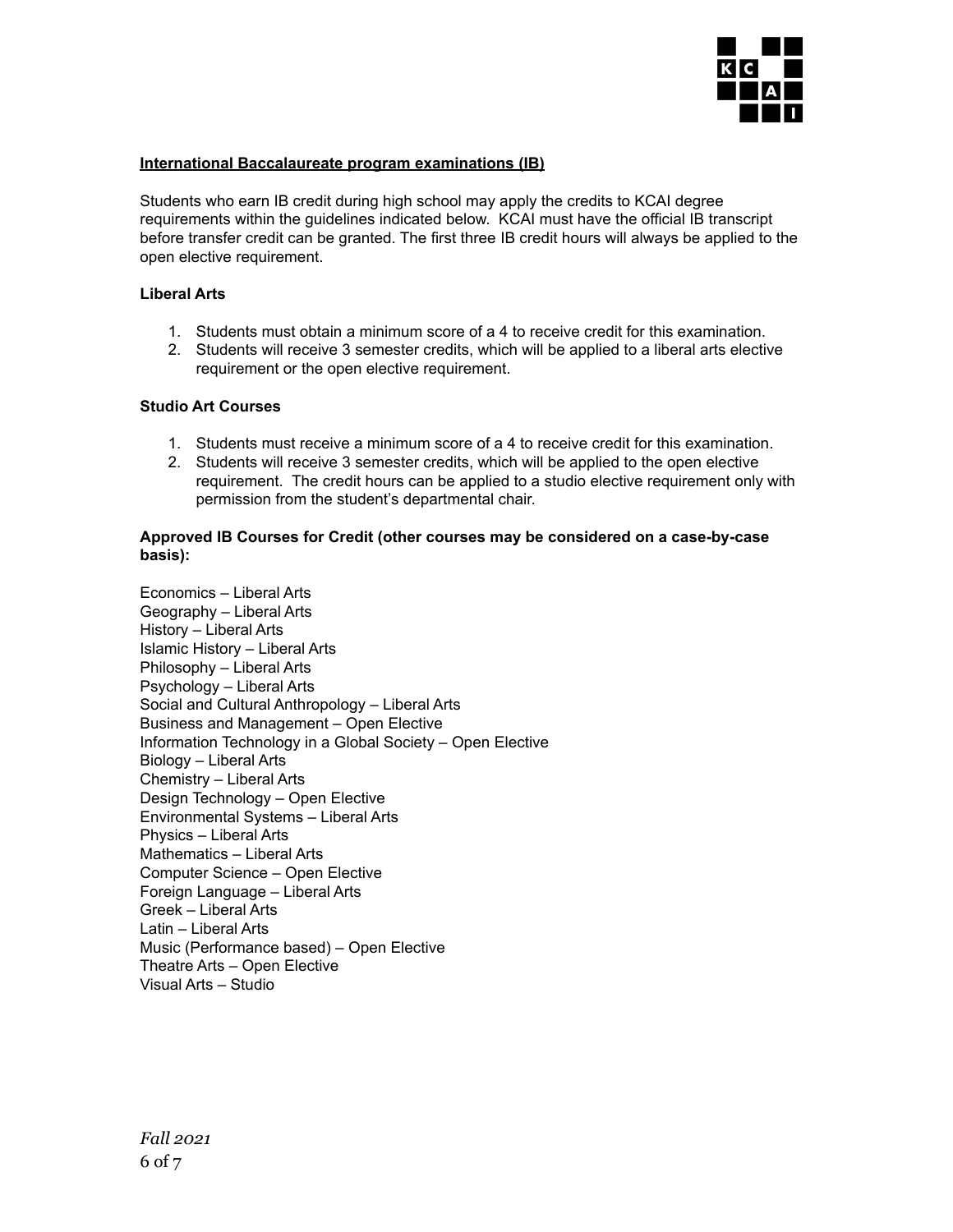## International Baccalaureate program examinations (IB)

Students who earn IB credit during high school may apply the credits to KCAI degree requirements within the guidelines indicated below. KCAI must have the official IB transcript before transfer credit can be granted. The first three IB credit hours will always be applied to the open elective requirement.

### Liberal Arts

1. Students must obtain a minimum score of a 4 to receive credit for this examination.
2. Students will receive 3 semester credits, which will be applied to a liberal arts elective requirement or the open elective requirement.

### Studio Art Courses

1. Students must receive a minimum score of a 4 to receive credit for this examination.
2. Students will receive 3 semester credits, which will be applied to the open elective requirement. The credit hours can be applied to a studio elective requirement only with permission from the student's departmental chair.

**Approved IB Courses for Credit (other courses may be considered on a case-by-case basis):**

Economics – Liberal Arts
Geography – Liberal Arts
History – Liberal Arts
Islamic History – Liberal Arts
Philosophy – Liberal Arts
Psychology – Liberal Arts
Social and Cultural Anthropology – Liberal Arts
Business and Management – Open Elective
Information Technology in a Global Society – Open Elective
Biology – Liberal Arts
Chemistry – Liberal Arts
Design Technology – Open Elective
Environmental Systems – Liberal Arts
Physics – Liberal Arts
Mathematics – Liberal Arts
Computer Science – Open Elective
Foreign Language – Liberal Arts
Greek – Liberal Arts
Latin – Liberal Arts
Music (Performance based) – Open Elective
Theatre Arts – Open Elective
Visual Arts – Studio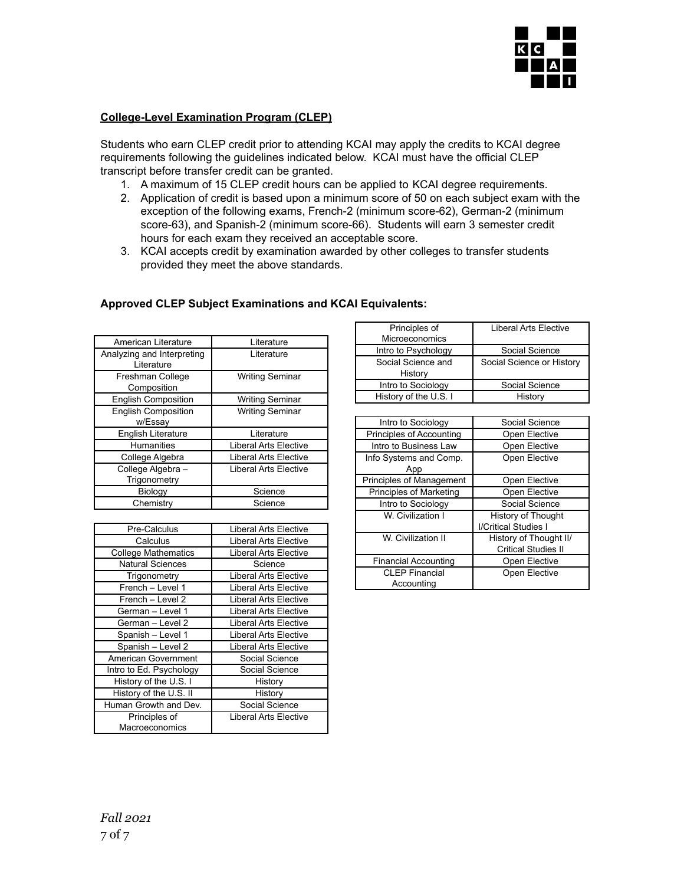**College-Level Examination Program (CLEP)**

Students who earn CLEP credit prior to attending KCAI may apply the credits to KCAI degree requirements following the guidelines indicated below. KCAI must have the official CLEP transcript before transfer credit can be granted.

1. A maximum of 15 CLEP credit hours can be applied to KCAI degree requirements.
2. Application of credit is based upon a minimum score of 50 on each subject exam with the exception of the following exams, French-2 (minimum score-62), German-2 (minimum score-63), and Spanish-2 (minimum score-66). Students will earn 3 semester credit hours for each exam they received an acceptable score.
3. KCAI accepts credit by examination awarded by other colleges to transfer students provided they meet the above standards.

**Approved CLEP Subject Examinations and KCAI Equivalents:**

| | |
|---|---|
| American Literature | Literature |
| Analyzing and Interpreting Literature | Literature |
| Freshman College Composition | Writing Seminar |
| English Composition | Writing Seminar |
| English Composition w/Essay | Writing Seminar |
| English Literature | Literature |
| Humanities | Liberal Arts Elective |
| College Algebra | Liberal Arts Elective |
| College Algebra – Trigonometry | Liberal Arts Elective |
| Biology | Science |
| Chemistry | Science |

| | |
|---|---|
| Pre-Calculus | Liberal Arts Elective |
| Calculus | Liberal Arts Elective |
| College Mathematics | Liberal Arts Elective |
| Natural Sciences | Science |
| Trigonometry | Liberal Arts Elective |
| French – Level 1 | Liberal Arts Elective |
| French – Level 2 | Liberal Arts Elective |
| German – Level 1 | Liberal Arts Elective |
| German – Level 2 | Liberal Arts Elective |
| Spanish – Level 1 | Liberal Arts Elective |
| Spanish – Level 2 | Liberal Arts Elective |
| American Government | Social Science |
| Intro to Ed. Psychology | Social Science |
| History of the U.S. I | History |
| History of the U.S. II | History |
| Human Growth and Dev. | Social Science |
| Principles of Macroeconomics | Liberal Arts Elective |

| | |
|---|---|
| Principles of Microeconomics | Liberal Arts Elective |
| Intro to Psychology | Social Science |
| Social Science and History | Social Science or History |
| Intro to Sociology | Social Science |
| History of the U.S. I | History |

| | |
|---|---|
| Intro to Sociology | Social Science |
| Principles of Accounting | Open Elective |
| Intro to Business Law | Open Elective |
| Info Systems and Comp. App | Open Elective |
| Principles of Management | Open Elective |
| Principles of Marketing | Open Elective |
| Intro to Sociology | Social Science |
| W. Civilization I | History of Thought I/Critical Studies I |
| W. Civilization II | History of Thought II/ Critical Studies II |
| Financial Accounting | Open Elective |
| CLEP Financial Accounting | Open Elective |

*Fall 2021*